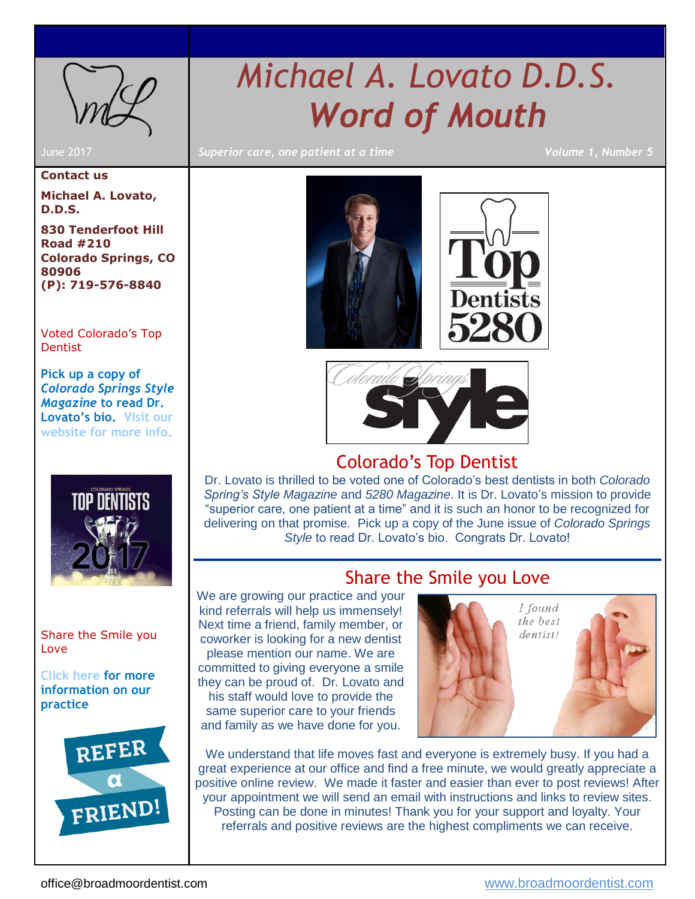# Michael A. Lovato D.D.S.
# Word of Mouth

June 2017

*Superior care, one patient at a time*

*Volume 1, Number 5*

**Contact us**

**Michael A. Lovato, D.D.S.**

**830 Tenderfoot Hill Road #210**
**Colorado Springs, CO 80906**
**(P): 719-576-8840**

Voted Colorado's Top Dentist

**Pick up a copy of *Colorado Springs Style Magazine* to read Dr. Lovato's bio.** Visit our website for more info.

Share the Smile you Love

Click here **for more information on our practice**

## Colorado's Top Dentist

Dr. Lovato is thrilled to be voted one of Colorado's best dentists in both *Colorado Spring's Style Magazine* and *5280 Magazine*. It is Dr. Lovato's mission to provide "superior care, one patient at a time" and it is such an honor to be recognized for delivering on that promise. Pick up a copy of the June issue of *Colorado Springs Style* to read Dr. Lovato's bio. Congrats Dr. Lovato!

## Share the Smile you Love

We are growing our practice and your kind referrals will help us immensely! Next time a friend, family member, or coworker is looking for a new dentist please mention our name. We are committed to giving everyone a smile they can be proud of. Dr. Lovato and his staff would love to provide the same superior care to your friends and family as we have done for you.

We understand that life moves fast and everyone is extremely busy. If you had a great experience at our office and find a free minute, we would greatly appreciate a positive online review. We made it faster and easier than ever to post reviews! After your appointment we will send an email with instructions and links to review sites. Posting can be done in minutes! Thank you for your support and loyalty. Your referrals and positive reviews are the highest compliments we can receive.

office@broadmoordentist.com www.broadmoordentist.com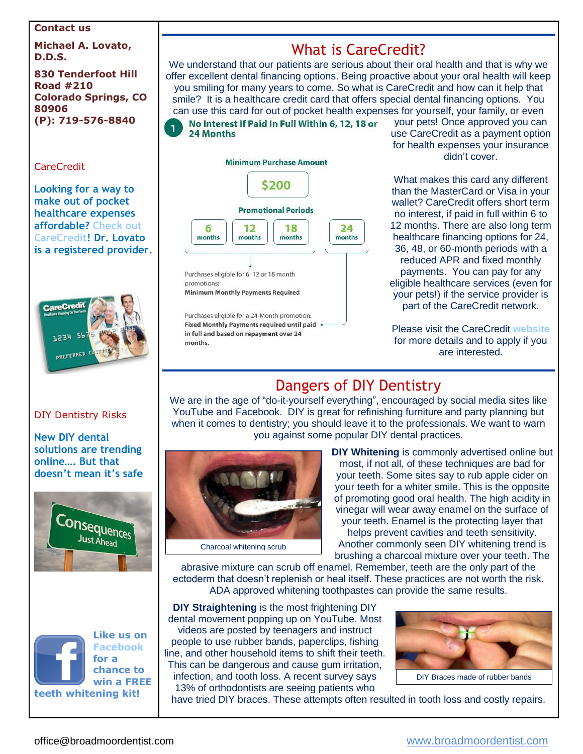**Contact us**

**Michael A. Lovato, D.D.S.**

**830 Tenderfoot Hill Road #210**
**Colorado Springs, CO 80906**
**(P): 719-576-8840**

CareCredit

**Looking for a way to make out of pocket healthcare expenses affordable? Check out CareCredit! Dr. Lovato is a registered provider.**

DIY Dentistry Risks

**New DIY dental solutions are trending online…. But that doesn't mean it's safe**

**Like us on Facebook for a chance to win a FREE teeth whitening kit!**

## What is CareCredit?

We understand that our patients are serious about their oral health and that is why we offer excellent dental financing options. Being proactive about your oral health will keep you smiling for many years to come. So what is CareCredit and how can it help that smile? It is a healthcare credit card that offers special dental financing options. You can use this card for out of pocket health expenses for yourself, your family, or even your pets! Once approved you can use CareCredit as a payment option for health expenses your insurance didn't cover.

1 No Interest If Paid In Full Within 6, 12, 18 or 24 Months

Minimum Purchase Amount

$200

Promotional Periods

6 months | 12 months | 18 months | 24 months

Purchases eligible for 6, 12 or 18 month promotions:
Minimum Monthly Payments Required

Purchases eligible for a 24-Month promotion:
Fixed Monthly Payments required until paid in full and based on repayment over 24 months.

What makes this card any different than the MasterCard or Visa in your wallet? CareCredit offers short term no interest, if paid in full within 6 to 12 months. There are also long term healthcare financing options for 24, 36, 48, or 60-month periods with a reduced APR and fixed monthly payments. You can pay for any eligible healthcare services (even for your pets!) if the service provider is part of the CareCredit network.

Please visit the CareCredit website for more details and to apply if you are interested.

## Dangers of DIY Dentistry

We are in the age of "do-it-yourself everything", encouraged by social media sites like YouTube and Facebook. DIY is great for refinishing furniture and party planning but when it comes to dentistry; you should leave it to the professionals. We want to warn you against some popular DIY dental practices.

Charcoal whitening scrub

**DIY Whitening** is commonly advertised online but most, if not all, of these techniques are bad for your teeth. Some sites say to rub apple cider on your teeth for a whiter smile. This is the opposite of promoting good oral health. The high acidity in vinegar will wear away enamel on the surface of your teeth. Enamel is the protecting layer that helps prevent cavities and teeth sensitivity. Another commonly seen DIY whitening trend is brushing a charcoal mixture over your teeth. The abrasive mixture can scrub off enamel. Remember, teeth are the only part of the ectoderm that doesn't replenish or heal itself. These practices are not worth the risk. ADA approved whitening toothpastes can provide the same results.

**DIY Straightening** is the most frightening DIY dental movement popping up on YouTube. Most videos are posted by teenagers and instruct people to use rubber bands, paperclips, fishing line, and other household items to shift their teeth. This can be dangerous and cause gum irritation, infection, and tooth loss. A recent survey says 13% of orthodontists are seeing patients who have tried DIY braces. These attempts often resulted in tooth loss and costly repairs.

DIY Braces made of rubber bands

office@broadmoordentist.com | www.broadmoordentist.com